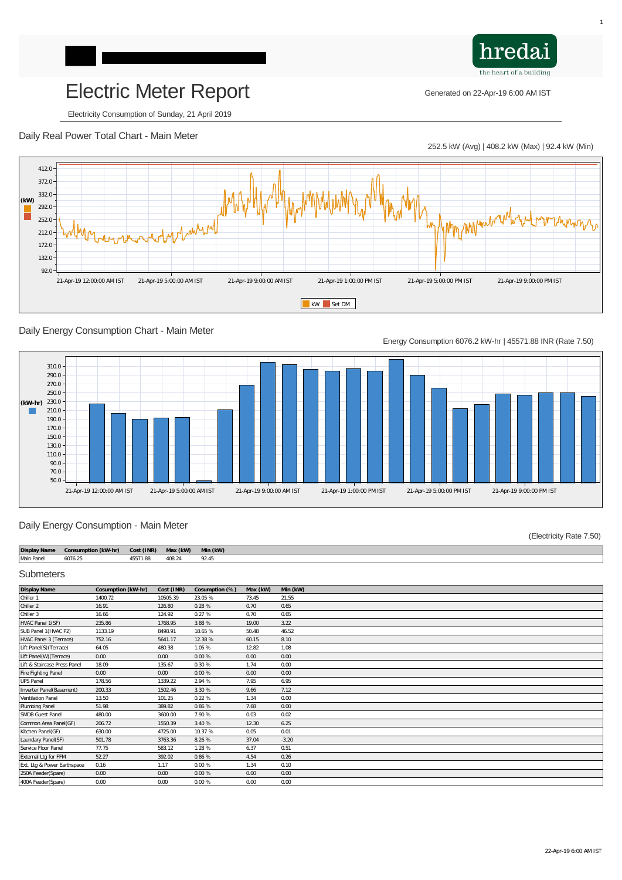# Electric Meter Report

Generated on 22-Apr-19 6:00 AM IST

Electricity Consumption of Sunday, 21 April 2019

## Daily Real Power Total Chart - Main Meter

252.5 kW (Avg) | 408.2 kW (Max) | 92.4 kW (Min)

## Daily Energy Consumption Chart - Main Meter

Energy Consumption 6076.2 kW-hr | 45571.88 INR (Rate 7.50)

## Daily Energy Consumption - Main Meter

(Electricity Rate 7.50)

| Display Name | Consumption (kW-hr) | Cost (INR) | Max (kW) | Min (kW) |
|---|---|---|---|---|
| Main Panel | 6076.25 | 45571.88 | 408.24 | 92.45 |

## Submeters

| Display Name | Cosumption (kW-hr) | Cost (INR) | Cosumption (%) | Max (kW) | Min (kW) |
|---|---|---|---|---|---|
| Chiller 1 | 1400.72 | 10505.39 | 23.05 % | 73.45 | 21.55 |
| Chiller 2 | 16.91 | 126.80 | 0.28 % | 0.70 | 0.65 |
| Chiller 3 | 16.66 | 124.92 | 0.27 % | 0.70 | 0.65 |
| HVAC Panel 1(SF) | 235.86 | 1768.95 | 3.88 % | 19.00 | 3.22 |
| SUB Panel 1(HVAC P2) | 1133.19 | 8498.91 | 18.65 % | 50.48 | 46.52 |
| HVAC Panel 3 (Terrace) | 752.16 | 5641.17 | 12.38 % | 60.15 | 8.10 |
| Lift Panel(S)(Terrace) | 64.05 | 480.38 | 1.05 % | 12.82 | 1.08 |
| Lift Panel(W)(Terrace) | 0.00 | 0.00 | 0.00 % | 0.00 | 0.00 |
| Lift & Staircase Press Panel | 18.09 | 135.67 | 0.30 % | 1.74 | 0.00 |
| Fire Fighting Panel | 0.00 | 0.00 | 0.00 % | 0.00 | 0.00 |
| UPS Panel | 178.56 | 1339.22 | 2.94 % | 7.95 | 6.95 |
| Inverter Panel(Basement) | 200.33 | 1502.46 | 3.30 % | 9.66 | 7.12 |
| Ventilation Panel | 13.50 | 101.25 | 0.22 % | 1.34 | 0.00 |
| Plumbing Panel | 51.98 | 389.82 | 0.86 % | 7.68 | 0.00 |
| SMDB Guest Panel | 480.00 | 3600.00 | 7.90 % | 0.03 | 0.02 |
| Common Area Panel(GF) | 206.72 | 1550.39 | 3.40 % | 12.30 | 6.25 |
| Kitchen Panel(GF) | 630.00 | 4725.00 | 10.37 % | 0.05 | 0.01 |
| Laundary Panel(SF) | 501.78 | 3763.36 | 8.26 % | 37.04 | -3.20 |
| Service Floor Panel | 77.75 | 583.12 | 1.28 % | 6.37 | 0.51 |
| External Ltg for FFM | 52.27 | 392.02 | 0.86 % | 4.54 | 0.26 |
| Ext. Ltg & Power Earthspace | 0.16 | 1.17 | 0.00 % | 1.34 | 0.10 |
| 250A Feeder(Spare) | 0.00 | 0.00 | 0.00 % | 0.00 | 0.00 |
| 400A Feeder(Spare) | 0.00 | 0.00 | 0.00 % | 0.00 | 0.00 |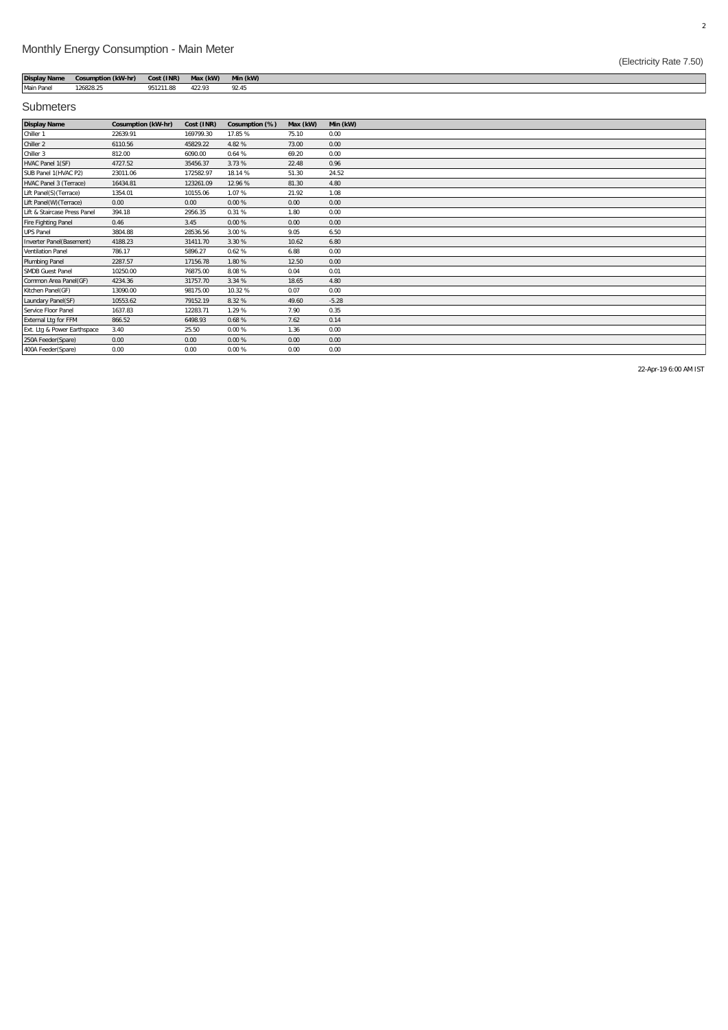# Monthly Energy Consumption - Main Meter

(Electricity Rate 7.50)

| Display Name | Cosumption (kW-hr) | Cost (INR) | Max (kW) | Min (kW) |
|---|---|---|---|---|
| Main Panel | 126828.25 | 951211.88 | 422.93 | 92.45 |

## Submeters

| Display Name | Cosumption (kW-hr) | Cost (INR) | Cosumption (%) | Max (kW) | Min (kW) |
|---|---|---|---|---|---|
| Chiller 1 | 22639.91 | 169799.30 | 17.85 % | 75.10 | 0.00 |
| Chiller 2 | 6110.56 | 45829.22 | 4.82 % | 73.00 | 0.00 |
| Chiller 3 | 812.00 | 6090.00 | 0.64 % | 69.20 | 0.00 |
| HVAC Panel 1(SF) | 4727.52 | 35456.37 | 3.73 % | 22.48 | 0.96 |
| SUB Panel 1(HVAC P2) | 23011.06 | 172582.97 | 18.14 % | 51.30 | 24.52 |
| HVAC Panel 3 (Terrace) | 16434.81 | 123261.09 | 12.96 % | 81.30 | 4.80 |
| Lift Panel(S)(Terrace) | 1354.01 | 10155.06 | 1.07 % | 21.92 | 1.08 |
| Lift Panel(W)(Terrace) | 0.00 | 0.00 | 0.00 % | 0.00 | 0.00 |
| Lift & Staircase Press Panel | 394.18 | 2956.35 | 0.31 % | 1.80 | 0.00 |
| Fire Fighting Panel | 0.46 | 3.45 | 0.00 % | 0.00 | 0.00 |
| UPS Panel | 3804.88 | 28536.56 | 3.00 % | 9.05 | 6.50 |
| Inverter Panel(Basement) | 4188.23 | 31411.70 | 3.30 % | 10.62 | 6.80 |
| Ventilation Panel | 786.17 | 5896.27 | 0.62 % | 6.88 | 0.00 |
| Plumbing Panel | 2287.57 | 17156.78 | 1.80 % | 12.50 | 0.00 |
| SMDB Guest Panel | 10250.00 | 76875.00 | 8.08 % | 0.04 | 0.01 |
| Common Area Panel(GF) | 4234.36 | 31757.70 | 3.34 % | 18.65 | 4.80 |
| Kitchen Panel(GF) | 13090.00 | 98175.00 | 10.32 % | 0.07 | 0.00 |
| Laundary Panel(SF) | 10553.62 | 79152.19 | 8.32 % | 49.60 | -5.28 |
| Service Floor Panel | 1637.83 | 12283.71 | 1.29 % | 7.90 | 0.35 |
| External Ltg for FFM | 866.52 | 6498.93 | 0.68 % | 7.62 | 0.14 |
| Ext. Ltg & Power Earthspace | 3.40 | 25.50 | 0.00 % | 1.36 | 0.00 |
| 250A Feeder(Spare) | 0.00 | 0.00 | 0.00 % | 0.00 | 0.00 |
| 400A Feeder(Spare) | 0.00 | 0.00 | 0.00 % | 0.00 | 0.00 |

22-Apr-19 6:00 AM IST